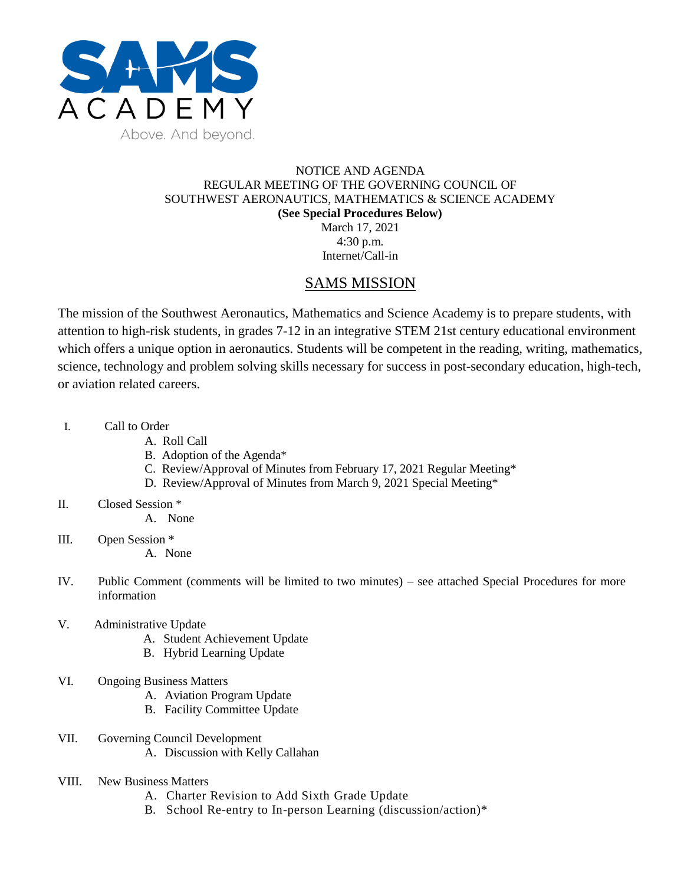SAMS ACADEMY

Above. And beyond.

NOTICE AND AGENDA
REGULAR MEETING OF THE GOVERNING COUNCIL OF
SOUTHWEST AERONAUTICS, MATHEMATICS & SCIENCE ACADEMY
**(See Special Procedures Below)**
March 17, 2021
4:30 p.m.
Internet/Call-in

## SAMS MISSION

The mission of the Southwest Aeronautics, Mathematics and Science Academy is to prepare students, with attention to high-risk students, in grades 7-12 in an integrative STEM 21st century educational environment which offers a unique option in aeronautics. Students will be competent in the reading, writing, mathematics, science, technology and problem solving skills necessary for success in post-secondary education, high-tech, or aviation related careers.

I. Call to Order
   A. Roll Call
   B. Adoption of the Agenda*
   C. Review/Approval of Minutes from February 17, 2021 Regular Meeting*
   D. Review/Approval of Minutes from March 9, 2021 Special Meeting*

II. Closed Session *
   A. None

III. Open Session *
   A. None

IV. Public Comment (comments will be limited to two minutes) – see attached Special Procedures for more information

V. Administrative Update
   A. Student Achievement Update
   B. Hybrid Learning Update

VI. Ongoing Business Matters
   A. Aviation Program Update
   B. Facility Committee Update

VII. Governing Council Development
   A. Discussion with Kelly Callahan

VIII. New Business Matters
   A. Charter Revision to Add Sixth Grade Update
   B. School Re-entry to In-person Learning (discussion/action)*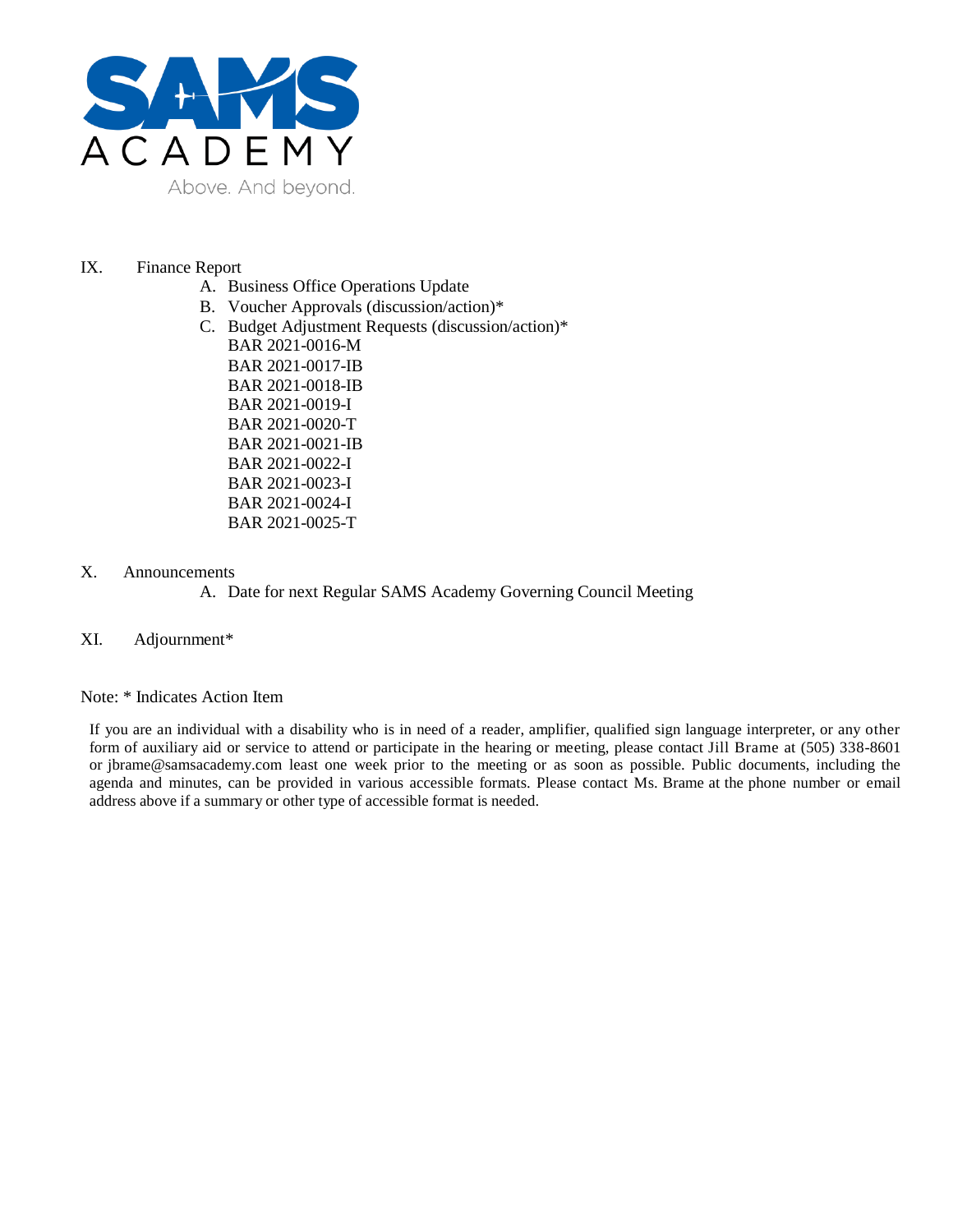IX. Finance Report

A. Business Office Operations Update
B. Voucher Approvals (discussion/action)*
C. Budget Adjustment Requests (discussion/action)*
   BAR 2021-0016-M
   BAR 2021-0017-IB
   BAR 2021-0018-IB
   BAR 2021-0019-I
   BAR 2021-0020-T
   BAR 2021-0021-IB
   BAR 2021-0022-I
   BAR 2021-0023-I
   BAR 2021-0024-I
   BAR 2021-0025-T

X. Announcements

A. Date for next Regular SAMS Academy Governing Council Meeting

XI. Adjournment*

Note: * Indicates Action Item

If you are an individual with a disability who is in need of a reader, amplifier, qualified sign language interpreter, or any other form of auxiliary aid or service to attend or participate in the hearing or meeting, please contact Jill Brame at (505) 338-8601 or jbrame@samsacademy.com least one week prior to the meeting or as soon as possible. Public documents, including the agenda and minutes, can be provided in various accessible formats. Please contact Ms. Brame at the phone number or email address above if a summary or other type of accessible format is needed.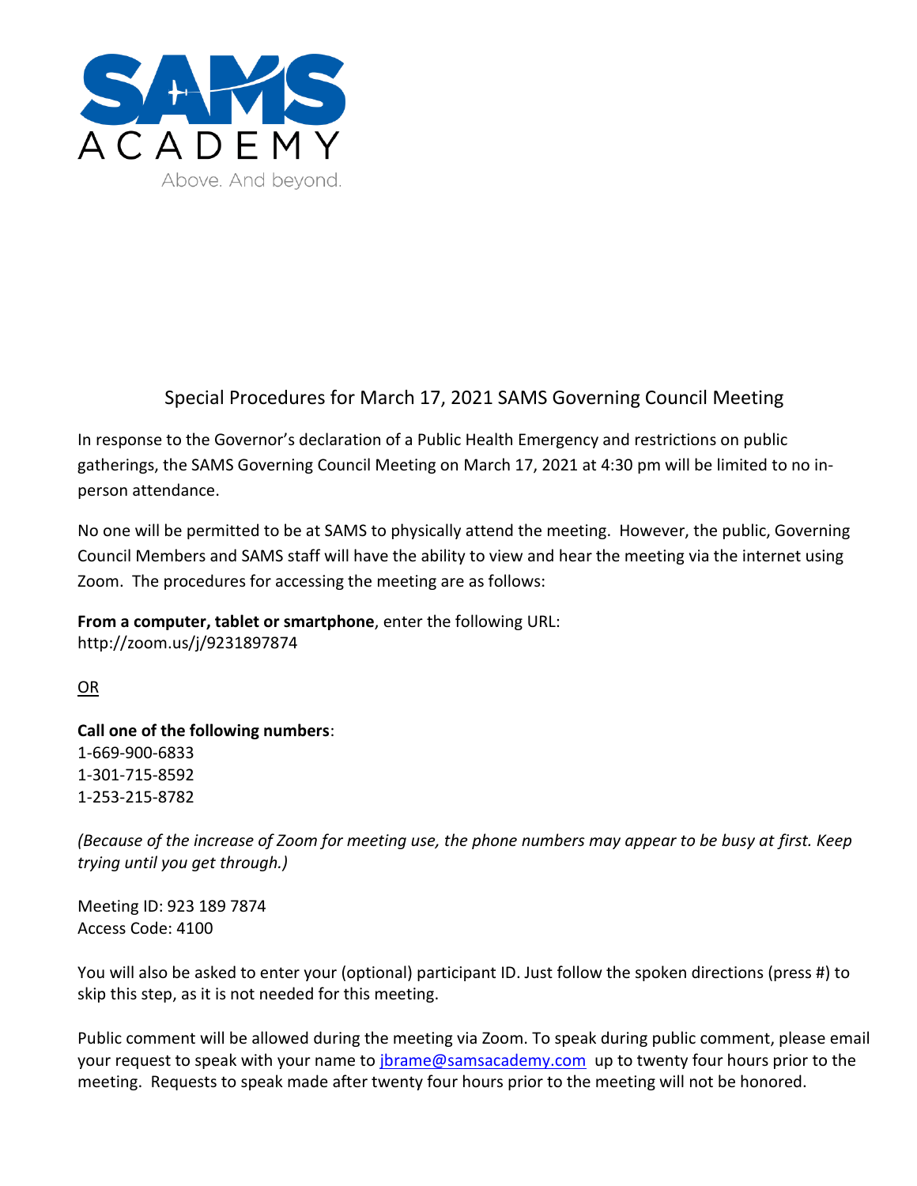SAMS ACADEMY

Above. And beyond.

## Special Procedures for March 17, 2021 SAMS Governing Council Meeting

In response to the Governor's declaration of a Public Health Emergency and restrictions on public gatherings, the SAMS Governing Council Meeting on March 17, 2021 at 4:30 pm will be limited to no in-person attendance.

No one will be permitted to be at SAMS to physically attend the meeting. However, the public, Governing Council Members and SAMS staff will have the ability to view and hear the meeting via the internet using Zoom. The procedures for accessing the meeting are as follows:

**From a computer, tablet or smartphone**, enter the following URL:
http://zoom.us/j/9231897874

OR

**Call one of the following numbers**:
1-669-900-6833
1-301-715-8592
1-253-215-8782

*(Because of the increase of Zoom for meeting use, the phone numbers may appear to be busy at first. Keep trying until you get through.)*

Meeting ID: 923 189 7874
Access Code: 4100

You will also be asked to enter your (optional) participant ID. Just follow the spoken directions (press #) to skip this step, as it is not needed for this meeting.

Public comment will be allowed during the meeting via Zoom. To speak during public comment, please email your request to speak with your name to jbrame@samsacademy.com up to twenty four hours prior to the meeting. Requests to speak made after twenty four hours prior to the meeting will not be honored.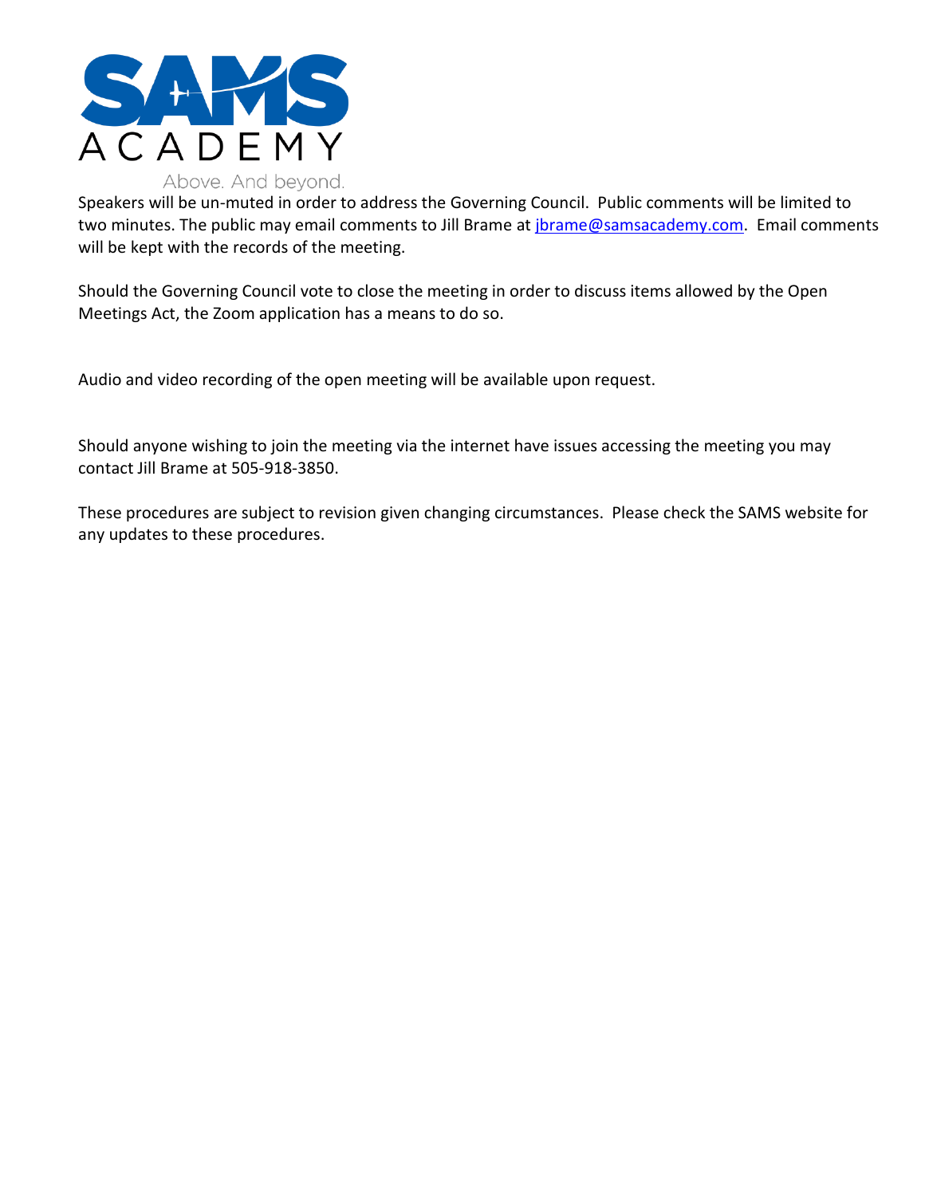SAMS ACADEMY

Above. And beyond.

Speakers will be un-muted in order to address the Governing Council. Public comments will be limited to two minutes. The public may email comments to Jill Brame at jbrame@samsacademy.com. Email comments will be kept with the records of the meeting.

Should the Governing Council vote to close the meeting in order to discuss items allowed by the Open Meetings Act, the Zoom application has a means to do so.

Audio and video recording of the open meeting will be available upon request.

Should anyone wishing to join the meeting via the internet have issues accessing the meeting you may contact Jill Brame at 505-918-3850.

These procedures are subject to revision given changing circumstances. Please check the SAMS website for any updates to these procedures.